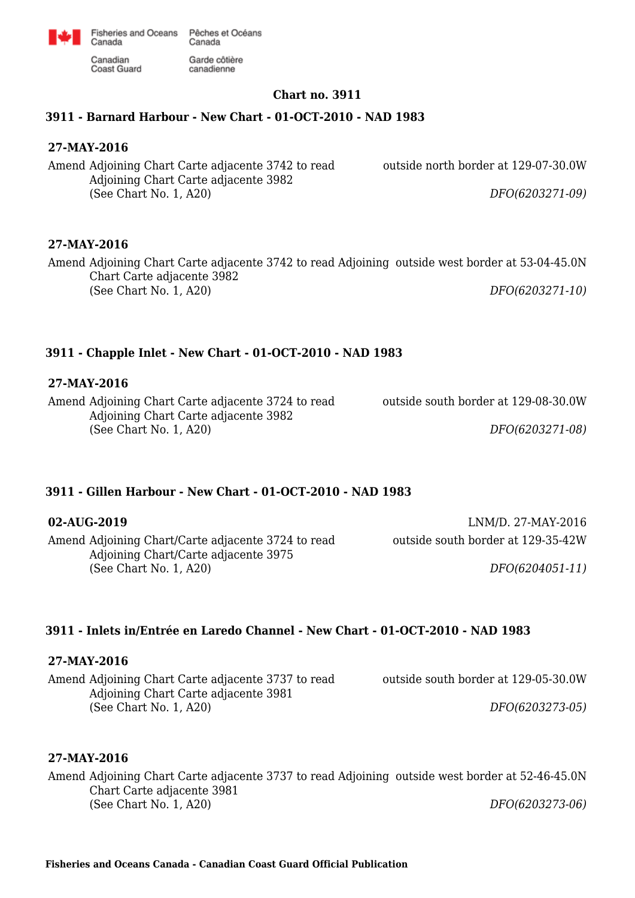Fisheries and Oceans Canada / Pêches et Océans Canada
Canadian Coast Guard / Garde côtière canadienne

# Chart no. 3911

## 3911 - Barnard Harbour - New Chart - 01-OCT-2010 - NAD 1983

**27-MAY-2016**

Amend Adjoining Chart Carte adjacente 3742 to read Adjoining Chart Carte adjacente 3982 (See Chart No. 1, A20) — outside north border at 129-07-30.0W

*DFO(6203271-09)*

**27-MAY-2016**

Amend Adjoining Chart Carte adjacente 3742 to read Adjoining Chart Carte adjacente 3982 (See Chart No. 1, A20) — outside west border at 53-04-45.0N

*DFO(6203271-10)*

## 3911 - Chapple Inlet - New Chart - 01-OCT-2010 - NAD 1983

**27-MAY-2016**

Amend Adjoining Chart Carte adjacente 3724 to read Adjoining Chart Carte adjacente 3982 (See Chart No. 1, A20) — outside south border at 129-08-30.0W

*DFO(6203271-08)*

## 3911 - Gillen Harbour - New Chart - 01-OCT-2010 - NAD 1983

**02-AUG-2019** — LNM/D. 27-MAY-2016

Amend Adjoining Chart/Carte adjacente 3724 to read Adjoining Chart/Carte adjacente 3975 (See Chart No. 1, A20) — outside south border at 129-35-42W

*DFO(6204051-11)*

## 3911 - Inlets in/Entrée en Laredo Channel - New Chart - 01-OCT-2010 - NAD 1983

**27-MAY-2016**

Amend Adjoining Chart Carte adjacente 3737 to read Adjoining Chart Carte adjacente 3981 (See Chart No. 1, A20) — outside south border at 129-05-30.0W

*DFO(6203273-05)*

**27-MAY-2016**

Amend Adjoining Chart Carte adjacente 3737 to read Adjoining Chart Carte adjacente 3981 (See Chart No. 1, A20) — outside west border at 52-46-45.0N

*DFO(6203273-06)*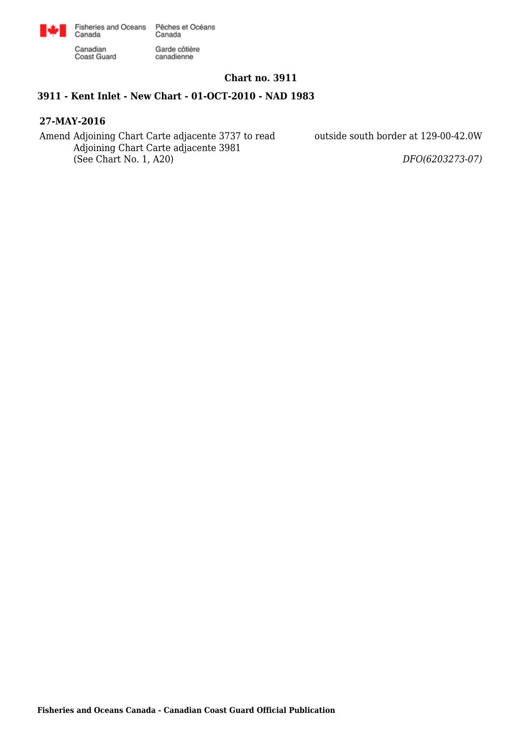**Chart no. 3911**

**3911 - Kent Inlet - New Chart - 01-OCT-2010 - NAD 1983**

**27-MAY-2016**

Amend Adjoining Chart Carte adjacente 3737 to read Adjoining Chart Carte adjacente 3981 (See Chart No. 1, A20) — outside south border at 129-00-42.0W

*DFO(6203273-07)*

**Fisheries and Oceans Canada - Canadian Coast Guard Official Publication**